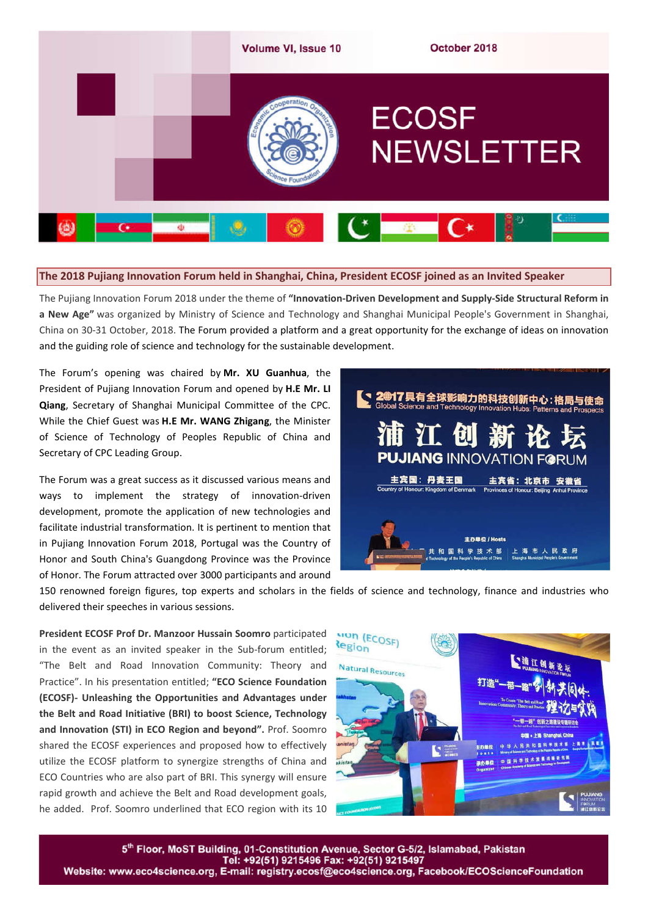# ECOSF NEWSLETTER

Volume VI, Issue 10 — October 2018

## The 2018 Pujiang Innovation Forum held in Shanghai, China, President ECOSF joined as an Invited Speaker

The Pujiang Innovation Forum 2018 under the theme of **"Innovation-Driven Development and Supply-Side Structural Reform in a New Age"** was organized by Ministry of Science and Technology and Shanghai Municipal People's Government in Shanghai, China on 30-31 October, 2018. The Forum provided a platform and a great opportunity for the exchange of ideas on innovation and the guiding role of science and technology for the sustainable development.

The Forum's opening was chaired by **Mr. XU Guanhua**, the President of Pujiang Innovation Forum and opened by **H.E Mr. LI Qiang**, Secretary of Shanghai Municipal Committee of the CPC. While the Chief Guest was **H.E Mr. WANG Zhigang**, the Minister of Science of Technology of Peoples Republic of China and Secretary of CPC Leading Group.

The Forum was a great success as it discussed various means and ways to implement the strategy of innovation-driven development, promote the application of new technologies and facilitate industrial transformation. It is pertinent to mention that in Pujiang Innovation Forum 2018, Portugal was the Country of Honor and South China's Guangdong Province was the Province of Honor. The Forum attracted over 3000 participants and around 150 renowned foreign figures, top experts and scholars in the fields of science and technology, finance and industries who delivered their speeches in various sessions.

**President ECOSF Prof Dr. Manzoor Hussain Soomro** participated in the event as an invited speaker in the Sub-forum entitled; "The Belt and Road Innovation Community: Theory and Practice". In his presentation entitled; **"ECO Science Foundation (ECOSF)- Unleashing the Opportunities and Advantages under the Belt and Road Initiative (BRI) to boost Science, Technology and Innovation (STI) in ECO Region and beyond".** Prof. Soomro shared the ECOSF experiences and proposed how to effectively utilize the ECOSF platform to synergize strengths of China and ECO Countries who are also part of BRI. This synergy will ensure rapid growth and achieve the Belt and Road development goals, he added. Prof. Soomro underlined that ECO region with its 10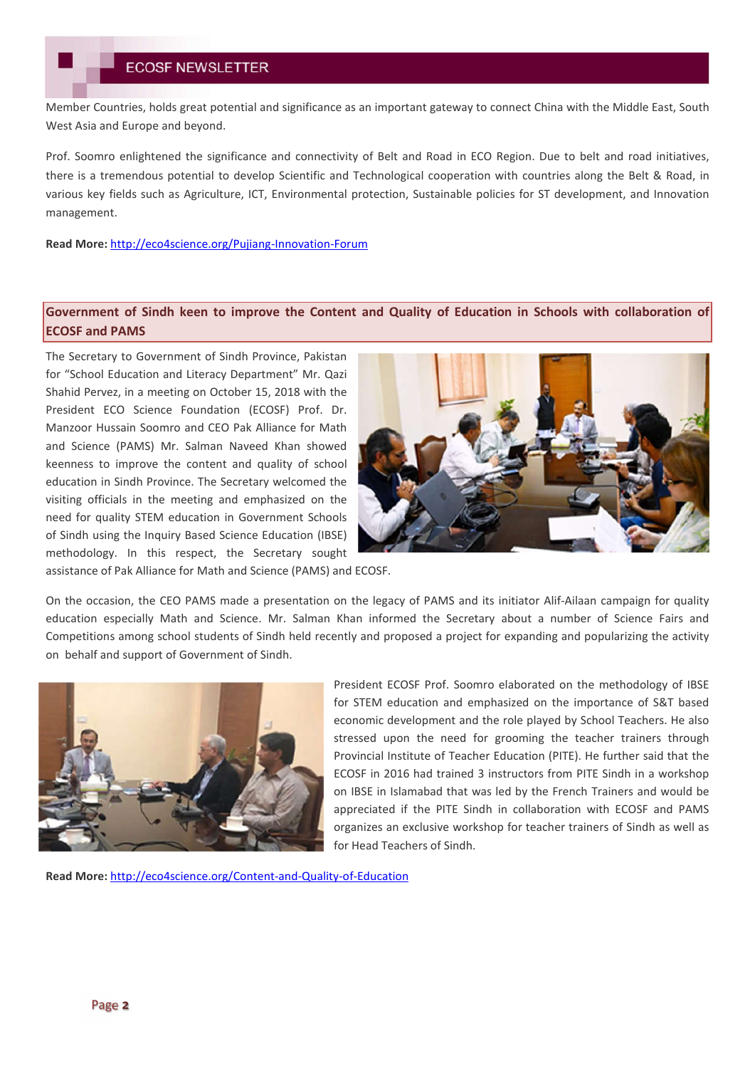Member Countries, holds great potential and significance as an important gateway to connect China with the Middle East, South West Asia and Europe and beyond.

Prof. Soomro enlightened the significance and connectivity of Belt and Road in ECO Region. Due to belt and road initiatives, there is a tremendous potential to develop Scientific and Technological cooperation with countries along the Belt & Road, in various key fields such as Agriculture, ICT, Environmental protection, Sustainable policies for ST development, and Innovation management.

**Read More:** http://eco4science.org/Pujiang-Innovation-Forum

## Government of Sindh keen to improve the Content and Quality of Education in Schools with collaboration of ECOSF and PAMS

The Secretary to Government of Sindh Province, Pakistan for "School Education and Literacy Department" Mr. Qazi Shahid Pervez, in a meeting on October 15, 2018 with the President ECO Science Foundation (ECOSF) Prof. Dr. Manzoor Hussain Soomro and CEO Pak Alliance for Math and Science (PAMS) Mr. Salman Naveed Khan showed keenness to improve the content and quality of school education in Sindh Province. The Secretary welcomed the visiting officials in the meeting and emphasized on the need for quality STEM education in Government Schools of Sindh using the Inquiry Based Science Education (IBSE) methodology. In this respect, the Secretary sought assistance of Pak Alliance for Math and Science (PAMS) and ECOSF.

On the occasion, the CEO PAMS made a presentation on the legacy of PAMS and its initiator Alif-Ailaan campaign for quality education especially Math and Science. Mr. Salman Khan informed the Secretary about a number of Science Fairs and Competitions among school students of Sindh held recently and proposed a project for expanding and popularizing the activity on behalf and support of Government of Sindh.

President ECOSF Prof. Soomro elaborated on the methodology of IBSE for STEM education and emphasized on the importance of S&T based economic development and the role played by School Teachers. He also stressed upon the need for grooming the teacher trainers through Provincial Institute of Teacher Education (PITE). He further said that the ECOSF in 2016 had trained 3 instructors from PITE Sindh in a workshop on IBSE in Islamabad that was led by the French Trainers and would be appreciated if the PITE Sindh in collaboration with ECOSF and PAMS organizes an exclusive workshop for teacher trainers of Sindh as well as for Head Teachers of Sindh.

**Read More:** http://eco4science.org/Content-and-Quality-of-Education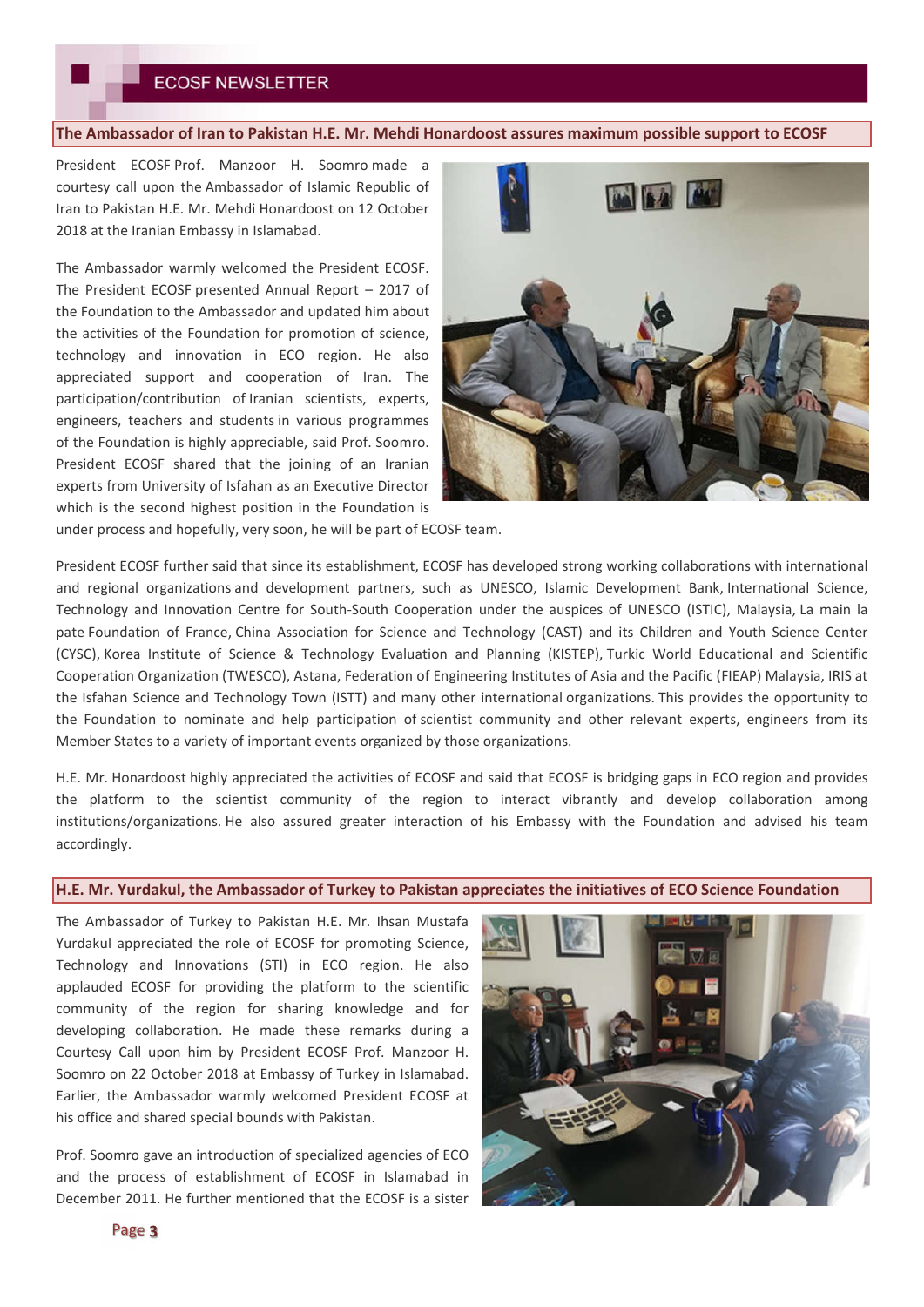## The Ambassador of Iran to Pakistan H.E. Mr. Mehdi Honardoost assures maximum possible support to ECOSF

President ECOSF Prof. Manzoor H. Soomro made a courtesy call upon the Ambassador of Islamic Republic of Iran to Pakistan H.E. Mr. Mehdi Honardoost on 12 October 2018 at the Iranian Embassy in Islamabad.

The Ambassador warmly welcomed the President ECOSF. The President ECOSF presented Annual Report – 2017 of the Foundation to the Ambassador and updated him about the activities of the Foundation for promotion of science, technology and innovation in ECO region. He also appreciated support and cooperation of Iran. The participation/contribution of Iranian scientists, experts, engineers, teachers and students in various programmes of the Foundation is highly appreciable, said Prof. Soomro. President ECOSF shared that the joining of an Iranian experts from University of Isfahan as an Executive Director which is the second highest position in the Foundation is under process and hopefully, very soon, he will be part of ECOSF team.

President ECOSF further said that since its establishment, ECOSF has developed strong working collaborations with international and regional organizations and development partners, such as UNESCO, Islamic Development Bank, International Science, Technology and Innovation Centre for South-South Cooperation under the auspices of UNESCO (ISTIC), Malaysia, La main la pate Foundation of France, China Association for Science and Technology (CAST) and its Children and Youth Science Center (CYSC), Korea Institute of Science & Technology Evaluation and Planning (KISTEP), Turkic World Educational and Scientific Cooperation Organization (TWESCO), Astana, Federation of Engineering Institutes of Asia and the Pacific (FIEAP) Malaysia, IRIS at the Isfahan Science and Technology Town (ISTT) and many other international organizations. This provides the opportunity to the Foundation to nominate and help participation of scientist community and other relevant experts, engineers from its Member States to a variety of important events organized by those organizations.

H.E. Mr. Honardoost highly appreciated the activities of ECOSF and said that ECOSF is bridging gaps in ECO region and provides the platform to the scientist community of the region to interact vibrantly and develop collaboration among institutions/organizations. He also assured greater interaction of his Embassy with the Foundation and advised his team accordingly.

## H.E. Mr. Yurdakul, the Ambassador of Turkey to Pakistan appreciates the initiatives of ECO Science Foundation

The Ambassador of Turkey to Pakistan H.E. Mr. Ihsan Mustafa Yurdakul appreciated the role of ECOSF for promoting Science, Technology and Innovations (STI) in ECO region. He also applauded ECOSF for providing the platform to the scientific community of the region for sharing knowledge and for developing collaboration. He made these remarks during a Courtesy Call upon him by President ECOSF Prof. Manzoor H. Soomro on 22 October 2018 at Embassy of Turkey in Islamabad. Earlier, the Ambassador warmly welcomed President ECOSF at his office and shared special bounds with Pakistan.

Prof. Soomro gave an introduction of specialized agencies of ECO and the process of establishment of ECOSF in Islamabad in December 2011. He further mentioned that the ECOSF is a sister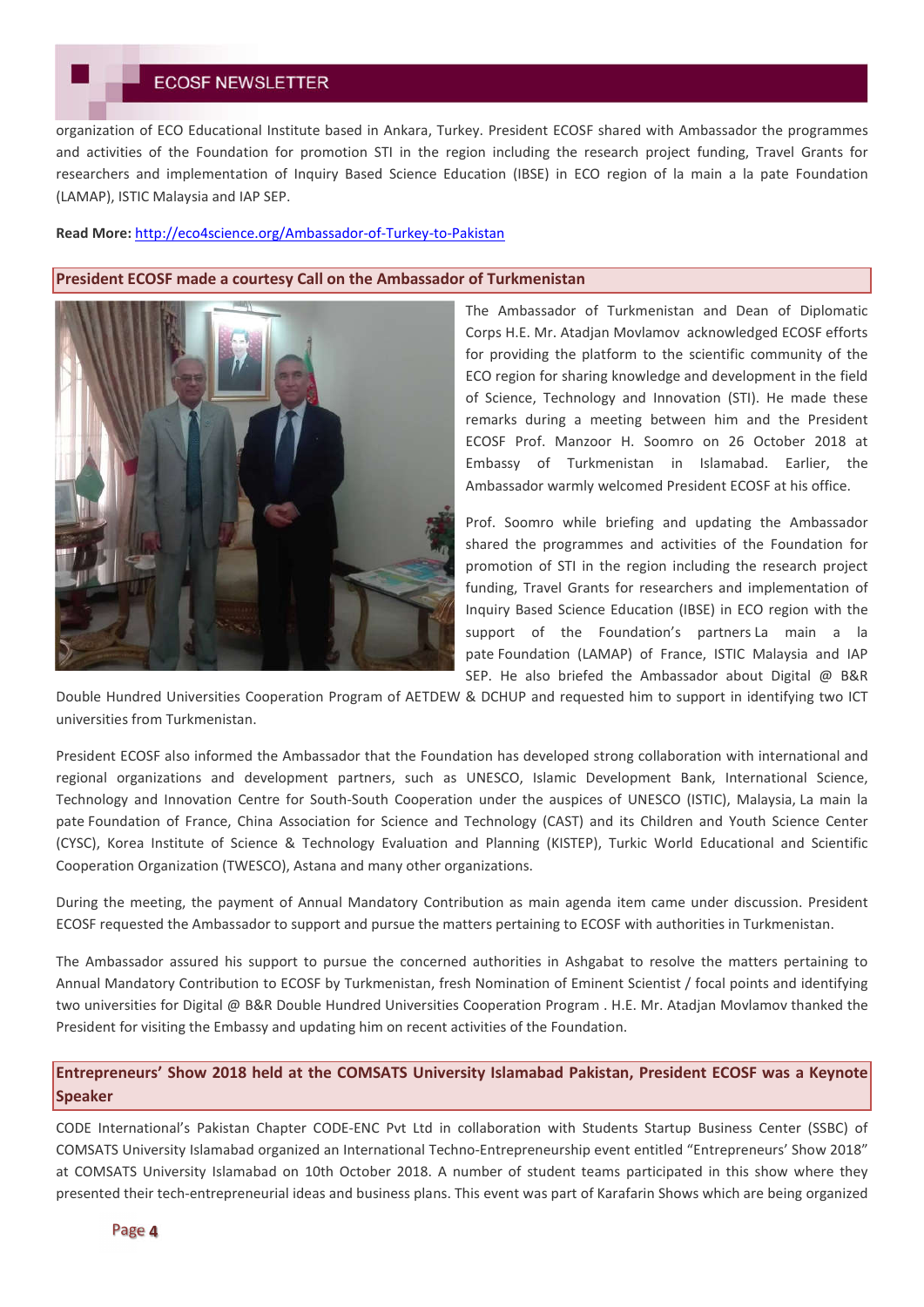organization of ECO Educational Institute based in Ankara, Turkey. President ECOSF shared with Ambassador the programmes and activities of the Foundation for promotion STI in the region including the research project funding, Travel Grants for researchers and implementation of Inquiry Based Science Education (IBSE) in ECO region of la main a la pate Foundation (LAMAP), ISTIC Malaysia and IAP SEP.

**Read More:** http://eco4science.org/Ambassador-of-Turkey-to-Pakistan

## President ECOSF made a courtesy Call on the Ambassador of Turkmenistan

The Ambassador of Turkmenistan and Dean of Diplomatic Corps H.E. Mr. Atadjan Movlamov acknowledged ECOSF efforts for providing the platform to the scientific community of the ECO region for sharing knowledge and development in the field of Science, Technology and Innovation (STI). He made these remarks during a meeting between him and the President ECOSF Prof. Manzoor H. Soomro on 26 October 2018 at Embassy of Turkmenistan in Islamabad. Earlier, the Ambassador warmly welcomed President ECOSF at his office.

Prof. Soomro while briefing and updating the Ambassador shared the programmes and activities of the Foundation for promotion of STI in the region including the research project funding, Travel Grants for researchers and implementation of Inquiry Based Science Education (IBSE) in ECO region with the support of the Foundation's partners La main a la pate Foundation (LAMAP) of France, ISTIC Malaysia and IAP SEP. He also briefed the Ambassador about Digital @ B&R Double Hundred Universities Cooperation Program of AETDEW & DCHUP and requested him to support in identifying two ICT universities from Turkmenistan.

President ECOSF also informed the Ambassador that the Foundation has developed strong collaboration with international and regional organizations and development partners, such as UNESCO, Islamic Development Bank, International Science, Technology and Innovation Centre for South-South Cooperation under the auspices of UNESCO (ISTIC), Malaysia, La main la pate Foundation of France, China Association for Science and Technology (CAST) and its Children and Youth Science Center (CYSC), Korea Institute of Science & Technology Evaluation and Planning (KISTEP), Turkic World Educational and Scientific Cooperation Organization (TWESCO), Astana and many other organizations.

During the meeting, the payment of Annual Mandatory Contribution as main agenda item came under discussion. President ECOSF requested the Ambassador to support and pursue the matters pertaining to ECOSF with authorities in Turkmenistan.

The Ambassador assured his support to pursue the concerned authorities in Ashgabat to resolve the matters pertaining to Annual Mandatory Contribution to ECOSF by Turkmenistan, fresh Nomination of Eminent Scientist / focal points and identifying two universities for Digital @ B&R Double Hundred Universities Cooperation Program . H.E. Mr. Atadjan Movlamov thanked the President for visiting the Embassy and updating him on recent activities of the Foundation.

## Entrepreneurs' Show 2018 held at the COMSATS University Islamabad Pakistan, President ECOSF was a Keynote Speaker

CODE International's Pakistan Chapter CODE-ENC Pvt Ltd in collaboration with Students Startup Business Center (SSBC) of COMSATS University Islamabad organized an International Techno-Entrepreneurship event entitled "Entrepreneurs' Show 2018" at COMSATS University Islamabad on 10th October 2018. A number of student teams participated in this show where they presented their tech-entrepreneurial ideas and business plans. This event was part of Karafarin Shows which are being organized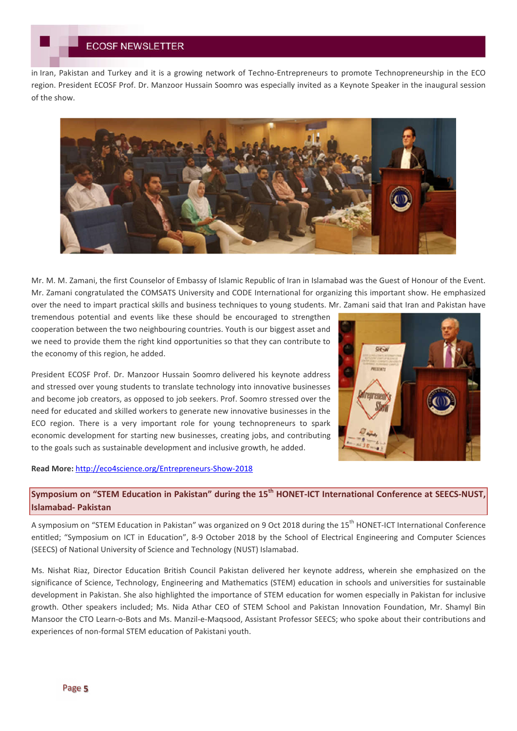in Iran, Pakistan and Turkey and it is a growing network of Techno-Entrepreneurs to promote Technopreneurship in the ECO region. President ECOSF Prof. Dr. Manzoor Hussain Soomro was especially invited as a Keynote Speaker in the inaugural session of the show.

Mr. M. M. Zamani, the first Counselor of Embassy of Islamic Republic of Iran in Islamabad was the Guest of Honour of the Event. Mr. Zamani congratulated the COMSATS University and CODE International for organizing this important show. He emphasized over the need to impart practical skills and business techniques to young students. Mr. Zamani said that Iran and Pakistan have tremendous potential and events like these should be encouraged to strengthen cooperation between the two neighbouring countries. Youth is our biggest asset and we need to provide them the right kind opportunities so that they can contribute to the economy of this region, he added.

President ECOSF Prof. Dr. Manzoor Hussain Soomro delivered his keynote address and stressed over young students to translate technology into innovative businesses and become job creators, as opposed to job seekers. Prof. Soomro stressed over the need for educated and skilled workers to generate new innovative businesses in the ECO region. There is a very important role for young technopreneurs to spark economic development for starting new businesses, creating jobs, and contributing to the goals such as sustainable development and inclusive growth, he added.

**Read More:** http://eco4science.org/Entrepreneurs-Show-2018

## Symposium on "STEM Education in Pakistan" during the 15th HONET-ICT International Conference at SEECS-NUST, Islamabad- Pakistan

A symposium on "STEM Education in Pakistan" was organized on 9 Oct 2018 during the 15th HONET-ICT International Conference entitled; "Symposium on ICT in Education", 8-9 October 2018 by the School of Electrical Engineering and Computer Sciences (SEECS) of National University of Science and Technology (NUST) Islamabad.

Ms. Nishat Riaz, Director Education British Council Pakistan delivered her keynote address, wherein she emphasized on the significance of Science, Technology, Engineering and Mathematics (STEM) education in schools and universities for sustainable development in Pakistan. She also highlighted the importance of STEM education for women especially in Pakistan for inclusive growth. Other speakers included; Ms. Nida Athar CEO of STEM School and Pakistan Innovation Foundation, Mr. Shamyl Bin Mansoor the CTO Learn-o-Bots and Ms. Manzil-e-Maqsood, Assistant Professor SEECS; who spoke about their contributions and experiences of non-formal STEM education of Pakistani youth.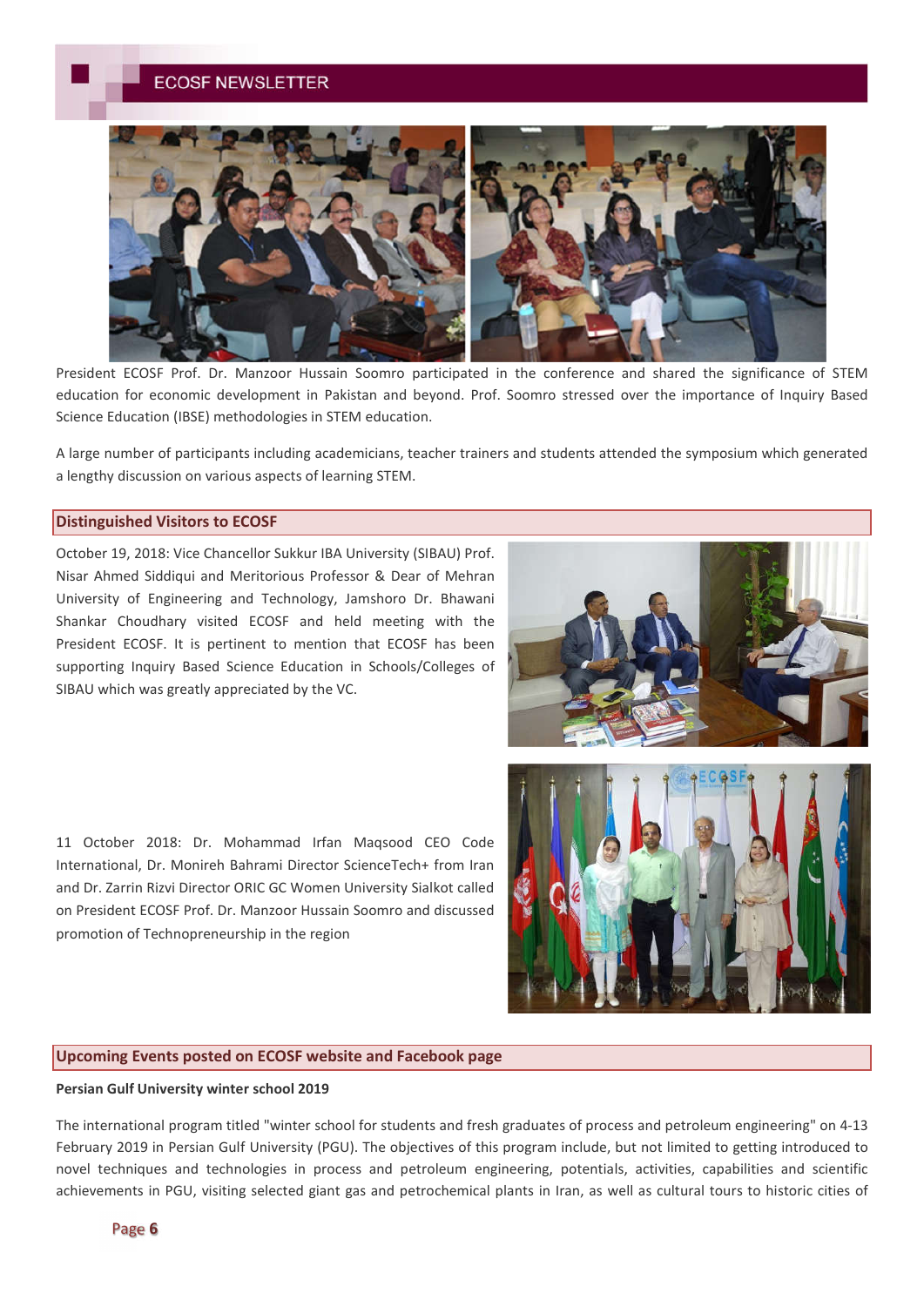President ECOSF Prof. Dr. Manzoor Hussain Soomro participated in the conference and shared the significance of STEM education for economic development in Pakistan and beyond. Prof. Soomro stressed over the importance of Inquiry Based Science Education (IBSE) methodologies in STEM education.

A large number of participants including academicians, teacher trainers and students attended the symposium which generated a lengthy discussion on various aspects of learning STEM.

## Distinguished Visitors to ECOSF

October 19, 2018: Vice Chancellor Sukkur IBA University (SIBAU) Prof. Nisar Ahmed Siddiqui and Meritorious Professor & Dear of Mehran University of Engineering and Technology, Jamshoro Dr. Bhawani Shankar Choudhary visited ECOSF and held meeting with the President ECOSF. It is pertinent to mention that ECOSF has been supporting Inquiry Based Science Education in Schools/Colleges of SIBAU which was greatly appreciated by the VC.

11 October 2018: Dr. Mohammad Irfan Maqsood CEO Code International, Dr. Monireh Bahrami Director ScienceTech+ from Iran and Dr. Zarrin Rizvi Director ORIC GC Women University Sialkot called on President ECOSF Prof. Dr. Manzoor Hussain Soomro and discussed promotion of Technopreneurship in the region

## Upcoming Events posted on ECOSF website and Facebook page

**Persian Gulf University winter school 2019**

The international program titled "winter school for students and fresh graduates of process and petroleum engineering" on 4-13 February 2019 in Persian Gulf University (PGU). The objectives of this program include, but not limited to getting introduced to novel techniques and technologies in process and petroleum engineering, potentials, activities, capabilities and scientific achievements in PGU, visiting selected giant gas and petrochemical plants in Iran, as well as cultural tours to historic cities of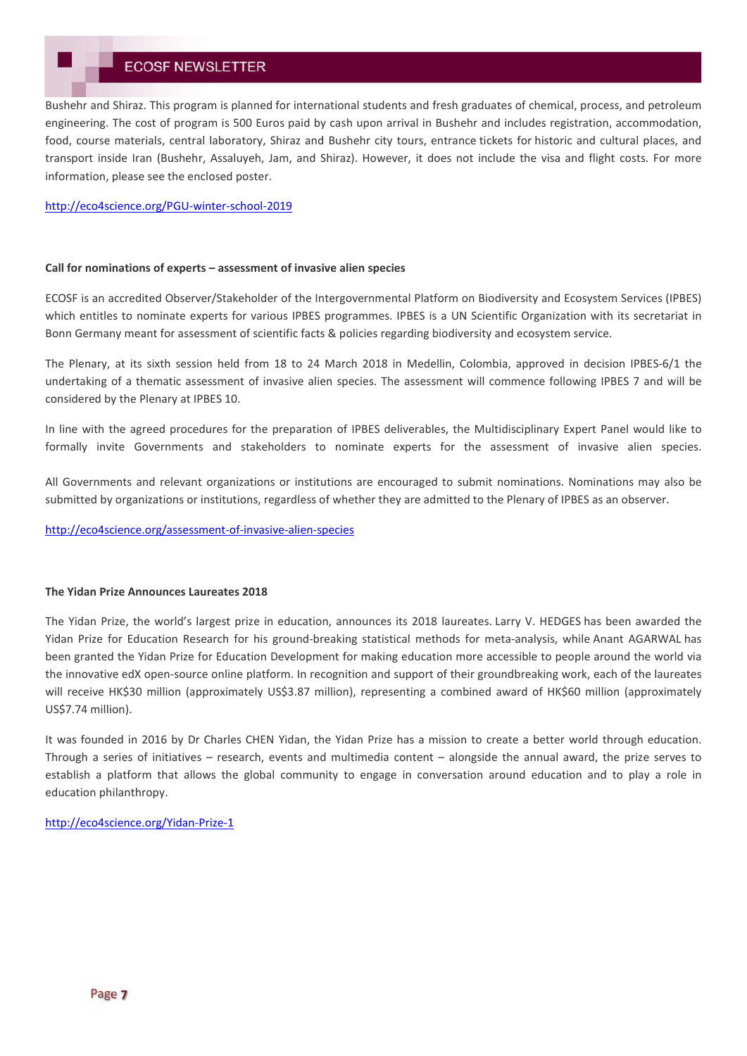Bushehr and Shiraz. This program is planned for international students and fresh graduates of chemical, process, and petroleum engineering. The cost of program is 500 Euros paid by cash upon arrival in Bushehr and includes registration, accommodation, food, course materials, central laboratory, Shiraz and Bushehr city tours, entrance tickets for historic and cultural places, and transport inside Iran (Bushehr, Assaluyeh, Jam, and Shiraz). However, it does not include the visa and flight costs. For more information, please see the enclosed poster.

http://eco4science.org/PGU-winter-school-2019

**Call for nominations of experts – assessment of invasive alien species**

ECOSF is an accredited Observer/Stakeholder of the Intergovernmental Platform on Biodiversity and Ecosystem Services (IPBES) which entitles to nominate experts for various IPBES programmes. IPBES is a UN Scientific Organization with its secretariat in Bonn Germany meant for assessment of scientific facts & policies regarding biodiversity and ecosystem service.

The Plenary, at its sixth session held from 18 to 24 March 2018 in Medellin, Colombia, approved in decision IPBES-6/1 the undertaking of a thematic assessment of invasive alien species. The assessment will commence following IPBES 7 and will be considered by the Plenary at IPBES 10.

In line with the agreed procedures for the preparation of IPBES deliverables, the Multidisciplinary Expert Panel would like to formally invite Governments and stakeholders to nominate experts for the assessment of invasive alien species.

All Governments and relevant organizations or institutions are encouraged to submit nominations. Nominations may also be submitted by organizations or institutions, regardless of whether they are admitted to the Plenary of IPBES as an observer.

http://eco4science.org/assessment-of-invasive-alien-species

**The Yidan Prize Announces Laureates 2018**

The Yidan Prize, the world's largest prize in education, announces its 2018 laureates. Larry V. HEDGES has been awarded the Yidan Prize for Education Research for his ground-breaking statistical methods for meta-analysis, while Anant AGARWAL has been granted the Yidan Prize for Education Development for making education more accessible to people around the world via the innovative edX open-source online platform. In recognition and support of their groundbreaking work, each of the laureates will receive HK$30 million (approximately US$3.87 million), representing a combined award of HK$60 million (approximately US$7.74 million).

It was founded in 2016 by Dr Charles CHEN Yidan, the Yidan Prize has a mission to create a better world through education. Through a series of initiatives – research, events and multimedia content – alongside the annual award, the prize serves to establish a platform that allows the global community to engage in conversation around education and to play a role in education philanthropy.

http://eco4science.org/Yidan-Prize-1